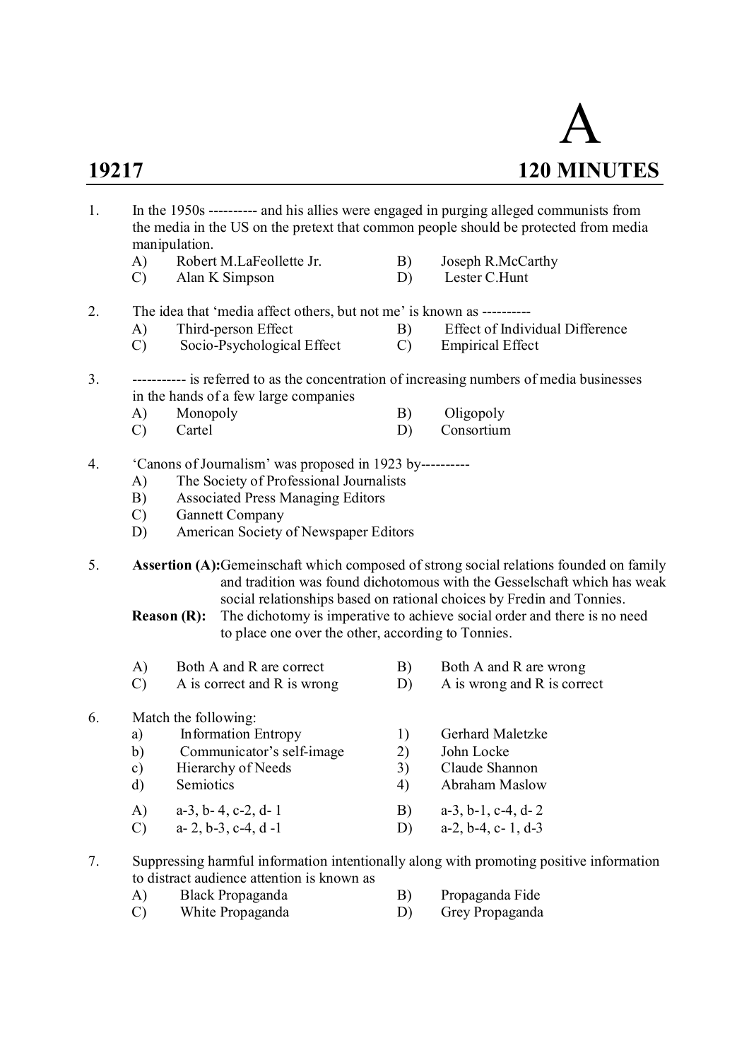# A

**19217** **120 MINUTES**

1. In the 1950s ---------- and his allies were engaged in purging alleged communists from the media in the US on the pretext that common people should be protected from media manipulation.
   - A) Robert M.LaFeollette Jr.
   - B) Joseph R.McCarthy
   - C) Alan K Simpson
   - D) Lester C.Hunt

2. The idea that 'media affect others, but not me' is known as ----------
   - A) Third-person Effect
   - B) Effect of Individual Difference
   - C) Socio-Psychological Effect
   - C) Empirical Effect

3. ----------- is referred to as the concentration of increasing numbers of media businesses in the hands of a few large companies
   - A) Monopoly
   - B) Oligopoly
   - C) Cartel
   - D) Consortium

4. 'Canons of Journalism' was proposed in 1923 by----------
   - A) The Society of Professional Journalists
   - B) Associated Press Managing Editors
   - C) Gannett Company
   - D) American Society of Newspaper Editors

5. **Assertion (A):** Gemeinschaft which composed of strong social relations founded on family and tradition was found dichotomous with the Gesselschaft which has weak social relationships based on rational choices by Fredin and Tonnies.

   **Reason (R):** The dichotomy is imperative to achieve social order and there is no need to place one over the other, according to Tonnies.
   - A) Both A and R are correct
   - B) Both A and R are wrong
   - C) A is correct and R is wrong
   - D) A is wrong and R is correct

6. Match the following:

   | | | | |
   |---|---|---|---|
   | a) | Information Entropy | 1) | Gerhard Maletzke |
   | b) | Communicator's self-image | 2) | John Locke |
   | c) | Hierarchy of Needs | 3) | Claude Shannon |
   | d) | Semiotics | 4) | Abraham Maslow |

   - A) a-3, b- 4, c-2, d- 1
   - B) a-3, b-1, c-4, d- 2
   - C) a- 2, b-3, c-4, d -1
   - D) a-2, b-4, c- 1, d-3

7. Suppressing harmful information intentionally along with promoting positive information to distract audience attention is known as
   - A) Black Propaganda
   - B) Propaganda Fide
   - C) White Propaganda
   - D) Grey Propaganda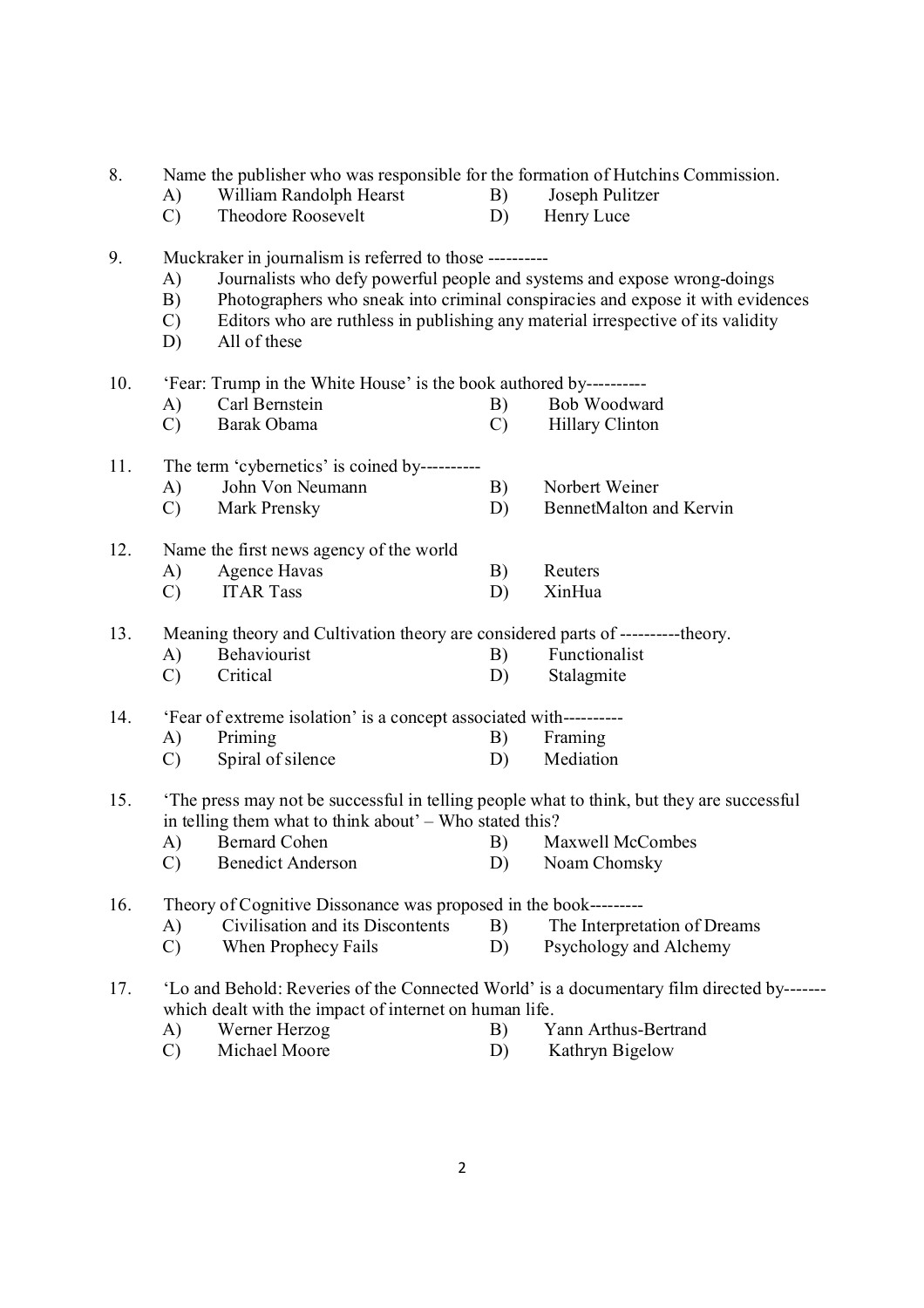8. Name the publisher who was responsible for the formation of Hutchins Commission.
   - A) William Randolph Hearst
   - B) Joseph Pulitzer
   - C) Theodore Roosevelt
   - D) Henry Luce

9. Muckraker in journalism is referred to those ----------
   - A) Journalists who defy powerful people and systems and expose wrong-doings
   - B) Photographers who sneak into criminal conspiracies and expose it with evidences
   - C) Editors who are ruthless in publishing any material irrespective of its validity
   - D) All of these

10. 'Fear: Trump in the White House' is the book authored by----------
    - A) Carl Bernstein
    - B) Bob Woodward
    - C) Barak Obama
    - C) Hillary Clinton

11. The term 'cybernetics' is coined by----------
    - A) John Von Neumann
    - B) Norbert Weiner
    - C) Mark Prensky
    - D) BennetMalton and Kervin

12. Name the first news agency of the world
    - A) Agence Havas
    - B) Reuters
    - C) ITAR Tass
    - D) XinHua

13. Meaning theory and Cultivation theory are considered parts of ----------theory.
    - A) Behaviourist
    - B) Functionalist
    - C) Critical
    - D) Stalagmite

14. 'Fear of extreme isolation' is a concept associated with----------
    - A) Priming
    - B) Framing
    - C) Spiral of silence
    - D) Mediation

15. 'The press may not be successful in telling people what to think, but they are successful in telling them what to think about' – Who stated this?
    - A) Bernard Cohen
    - B) Maxwell McCombes
    - C) Benedict Anderson
    - D) Noam Chomsky

16. Theory of Cognitive Dissonance was proposed in the book---------
    - A) Civilisation and its Discontents
    - B) The Interpretation of Dreams
    - C) When Prophecy Fails
    - D) Psychology and Alchemy

17. 'Lo and Behold: Reveries of the Connected World' is a documentary film directed by------- which dealt with the impact of internet on human life.
    - A) Werner Herzog
    - B) Yann Arthus-Bertrand
    - C) Michael Moore
    - D) Kathryn Bigelow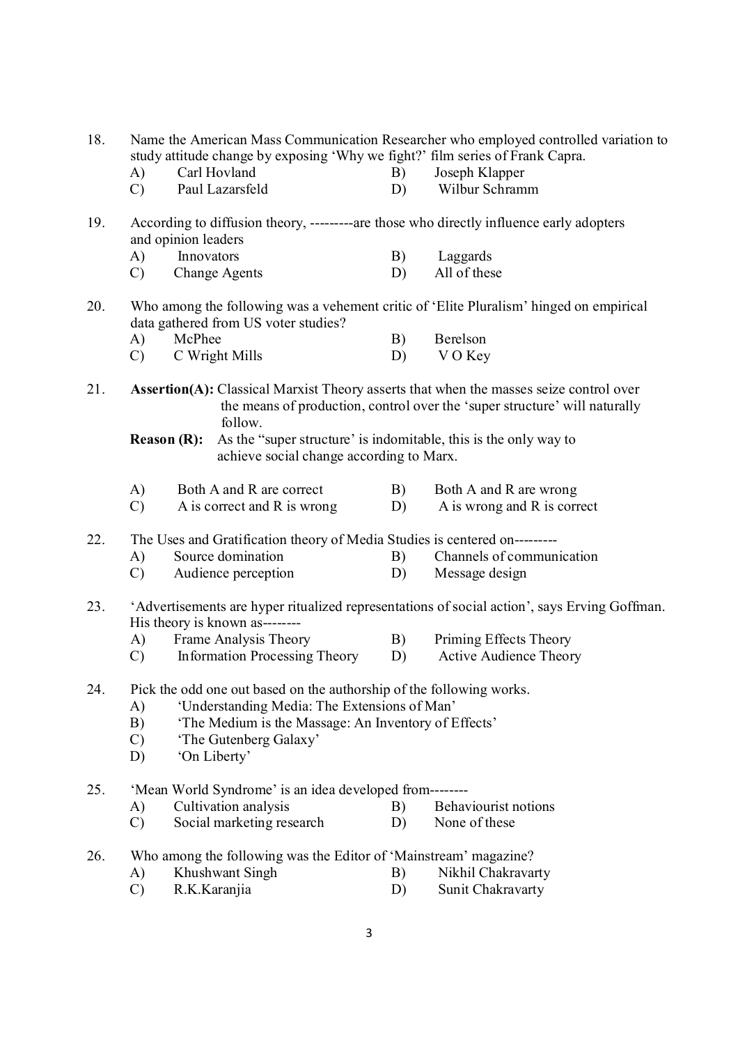18. Name the American Mass Communication Researcher who employed controlled variation to study attitude change by exposing 'Why we fight?' film series of Frank Capra.
    A) Carl Hovland
    B) Joseph Klapper
    C) Paul Lazarsfeld
    D) Wilbur Schramm

19. According to diffusion theory, ---------are those who directly influence early adopters and opinion leaders
    A) Innovators
    B) Laggards
    C) Change Agents
    D) All of these

20. Who among the following was a vehement critic of 'Elite Pluralism' hinged on empirical data gathered from US voter studies?
    A) McPhee
    B) Berelson
    C) C Wright Mills
    D) V O Key

21. **Assertion(A):** Classical Marxist Theory asserts that when the masses seize control over the means of production, control over the 'super structure' will naturally follow.

    **Reason (R):** As the "super structure' is indomitable, this is the only way to achieve social change according to Marx.

    A) Both A and R are correct
    B) Both A and R are wrong
    C) A is correct and R is wrong
    D) A is wrong and R is correct

22. The Uses and Gratification theory of Media Studies is centered on---------
    A) Source domination
    B) Channels of communication
    C) Audience perception
    D) Message design

23. 'Advertisements are hyper ritualized representations of social action', says Erving Goffman. His theory is known as--------
    A) Frame Analysis Theory
    B) Priming Effects Theory
    C) Information Processing Theory
    D) Active Audience Theory

24. Pick the odd one out based on the authorship of the following works.
    A) 'Understanding Media: The Extensions of Man'
    B) 'The Medium is the Massage: An Inventory of Effects'
    C) 'The Gutenberg Galaxy'
    D) 'On Liberty'

25. 'Mean World Syndrome' is an idea developed from--------
    A) Cultivation analysis
    B) Behaviourist notions
    C) Social marketing research
    D) None of these

26. Who among the following was the Editor of 'Mainstream' magazine?
    A) Khushwant Singh
    B) Nikhil Chakravarty
    C) R.K.Karanjia
    D) Sunit Chakravarty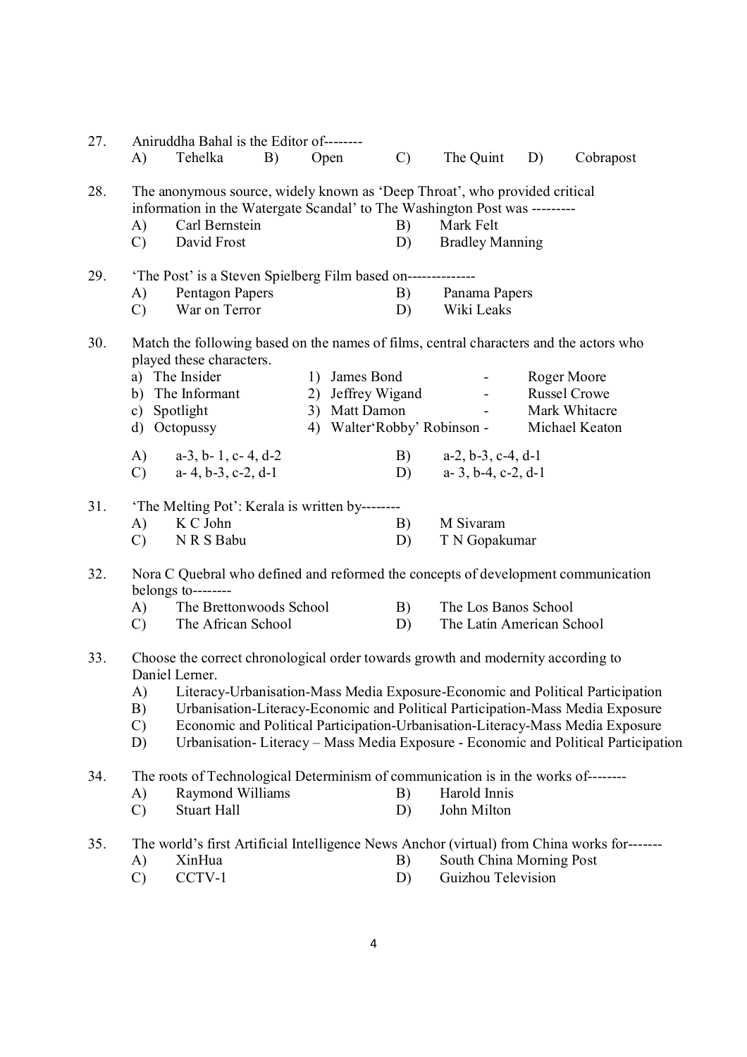27. Aniruddha Bahal is the Editor of--------
    A) Tehelka B) Open C) The Quint D) Cobrapost

28. The anonymous source, widely known as 'Deep Throat', who provided critical information in the Watergate Scandal' to The Washington Post was ---------
    A) Carl Bernstein B) Mark Felt
    C) David Frost D) Bradley Manning

29. 'The Post' is a Steven Spielberg Film based on--------------
    A) Pentagon Papers B) Panama Papers
    C) War on Terror D) Wiki Leaks

30. Match the following based on the names of films, central characters and the actors who played these characters.

| | | |
|---|---|---|
| a) The Insider | 1) James Bond - | Roger Moore |
| b) The Informant | 2) Jeffrey Wigand - | Russel Crowe |
| c) Spotlight | 3) Matt Damon - | Mark Whitacre |
| d) Octopussy | 4) Walter'Robby' Robinson - | Michael Keaton |

    A) a-3, b- 1, c- 4, d-2 B) a-2, b-3, c-4, d-1
    C) a- 4, b-3, c-2, d-1 D) a- 3, b-4, c-2, d-1

31. 'The Melting Pot': Kerala is written by--------
    A) K C John B) M Sivaram
    C) N R S Babu D) T N Gopakumar

32. Nora C Quebral who defined and reformed the concepts of development communication belongs to--------
    A) The Brettonwoods School B) The Los Banos School
    C) The African School D) The Latin American School

33. Choose the correct chronological order towards growth and modernity according to Daniel Lerner.
    A) Literacy-Urbanisation-Mass Media Exposure-Economic and Political Participation
    B) Urbanisation-Literacy-Economic and Political Participation-Mass Media Exposure
    C) Economic and Political Participation-Urbanisation-Literacy-Mass Media Exposure
    D) Urbanisation- Literacy – Mass Media Exposure - Economic and Political Participation

34. The roots of Technological Determinism of communication is in the works of--------
    A) Raymond Williams B) Harold Innis
    C) Stuart Hall D) John Milton

35. The world's first Artificial Intelligence News Anchor (virtual) from China works for-------
    A) XinHua B) South China Morning Post
    C) CCTV-1 D) Guizhou Television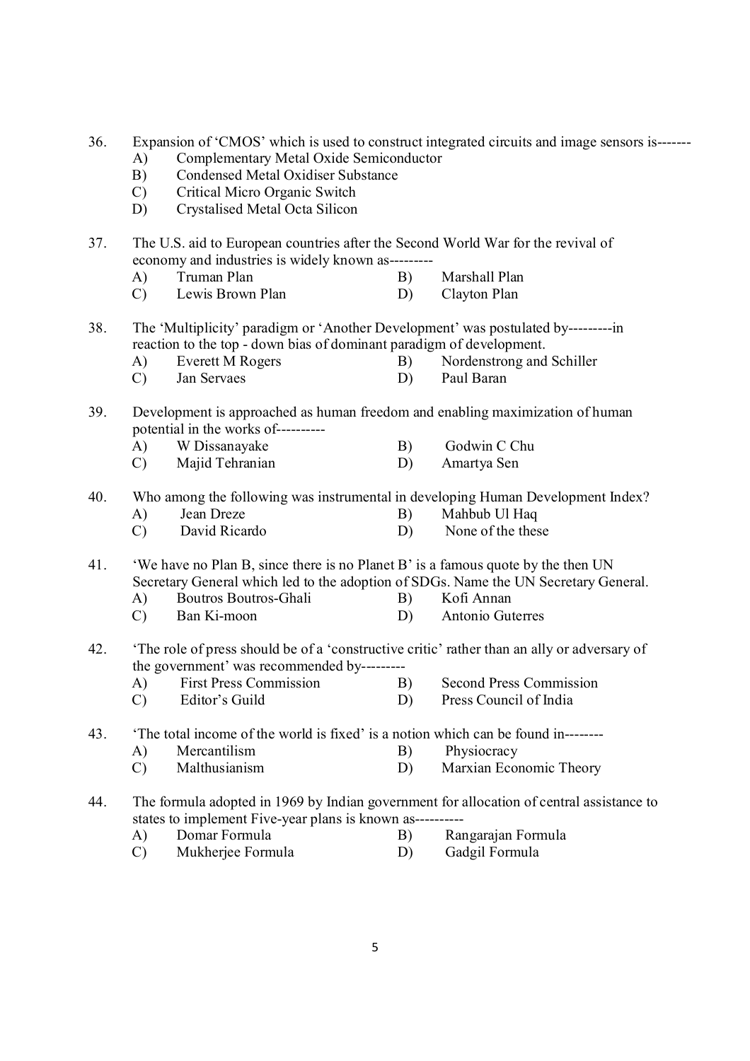36. Expansion of 'CMOS' which is used to construct integrated circuits and image sensors is-------
    - A) Complementary Metal Oxide Semiconductor
    - B) Condensed Metal Oxidiser Substance
    - C) Critical Micro Organic Switch
    - D) Crystalised Metal Octa Silicon

37. The U.S. aid to European countries after the Second World War for the revival of economy and industries is widely known as---------
    - A) Truman Plan
    - B) Marshall Plan
    - C) Lewis Brown Plan
    - D) Clayton Plan

38. The 'Multiplicity' paradigm or 'Another Development' was postulated by---------in reaction to the top - down bias of dominant paradigm of development.
    - A) Everett M Rogers
    - B) Nordenstrong and Schiller
    - C) Jan Servaes
    - D) Paul Baran

39. Development is approached as human freedom and enabling maximization of human potential in the works of----------
    - A) W Dissanayake
    - B) Godwin C Chu
    - C) Majid Tehranian
    - D) Amartya Sen

40. Who among the following was instrumental in developing Human Development Index?
    - A) Jean Dreze
    - B) Mahbub Ul Haq
    - C) David Ricardo
    - D) None of the these

41. 'We have no Plan B, since there is no Planet B' is a famous quote by the then UN Secretary General which led to the adoption of SDGs. Name the UN Secretary General.
    - A) Boutros Boutros-Ghali
    - B) Kofi Annan
    - C) Ban Ki-moon
    - D) Antonio Guterres

42. 'The role of press should be of a 'constructive critic' rather than an ally or adversary of the government' was recommended by---------
    - A) First Press Commission
    - B) Second Press Commission
    - C) Editor's Guild
    - D) Press Council of India

43. 'The total income of the world is fixed' is a notion which can be found in--------
    - A) Mercantilism
    - B) Physiocracy
    - C) Malthusianism
    - D) Marxian Economic Theory

44. The formula adopted in 1969 by Indian government for allocation of central assistance to states to implement Five-year plans is known as----------
    - A) Domar Formula
    - B) Rangarajan Formula
    - C) Mukherjee Formula
    - D) Gadgil Formula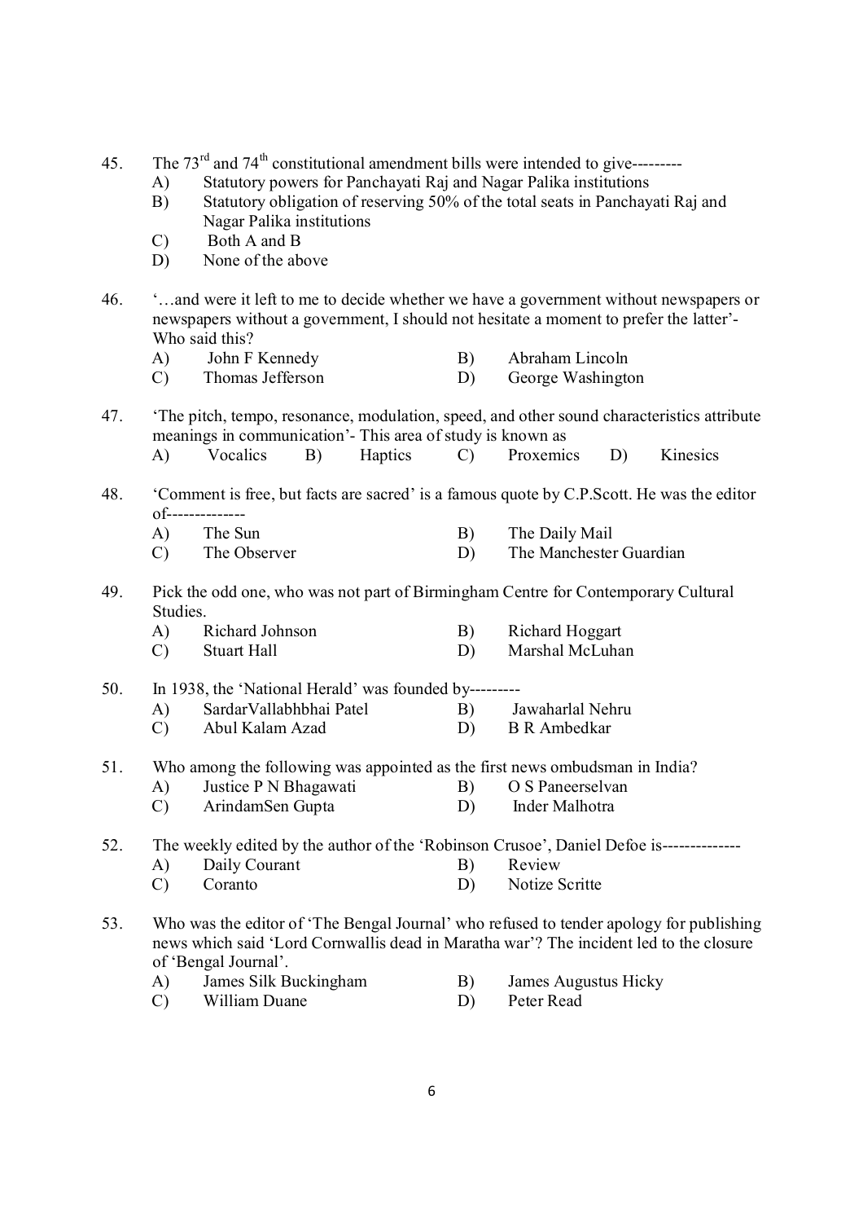45. The $73^{rd}$ and $74^{th}$ constitutional amendment bills were intended to give---------
   A) Statutory powers for Panchayati Raj and Nagar Palika institutions
   B) Statutory obligation of reserving 50% of the total seats in Panchayati Raj and Nagar Palika institutions
   C) Both A and B
   D) None of the above

46. '…and were it left to me to decide whether we have a government without newspapers or newspapers without a government, I should not hesitate a moment to prefer the latter'- Who said this?
   A) John F Kennedy
   B) Abraham Lincoln
   C) Thomas Jefferson
   D) George Washington

47. 'The pitch, tempo, resonance, modulation, speed, and other sound characteristics attribute meanings in communication'- This area of study is known as
   A) Vocalics
   B) Haptics
   C) Proxemics
   D) Kinesics

48. 'Comment is free, but facts are sacred' is a famous quote by C.P.Scott. He was the editor of-------------
   A) The Sun
   B) The Daily Mail
   C) The Observer
   D) The Manchester Guardian

49. Pick the odd one, who was not part of Birmingham Centre for Contemporary Cultural Studies.
   A) Richard Johnson
   B) Richard Hoggart
   C) Stuart Hall
   D) Marshal McLuhan

50. In 1938, the 'National Herald' was founded by---------
   A) SardarVallabhbhai Patel
   B) Jawaharlal Nehru
   C) Abul Kalam Azad
   D) B R Ambedkar

51. Who among the following was appointed as the first news ombudsman in India?
   A) Justice P N Bhagawati
   B) O S Paneerselvan
   C) ArindamSen Gupta
   D) Inder Malhotra

52. The weekly edited by the author of the 'Robinson Crusoe', Daniel Defoe is-------------
   A) Daily Courant
   B) Review
   C) Coranto
   D) Notize Scritte

53. Who was the editor of 'The Bengal Journal' who refused to tender apology for publishing news which said 'Lord Cornwallis dead in Maratha war'? The incident led to the closure of 'Bengal Journal'.
   A) James Silk Buckingham
   B) James Augustus Hicky
   C) William Duane
   D) Peter Read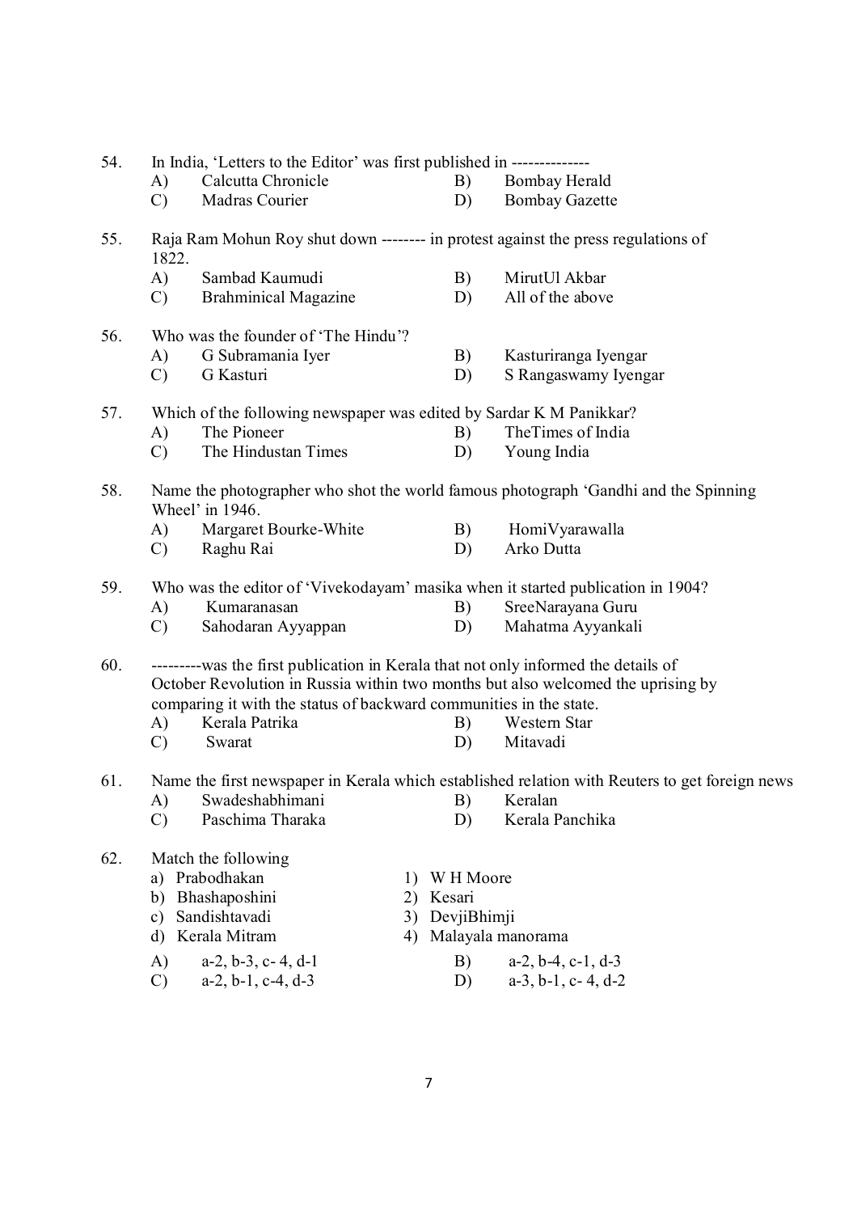54. In India, 'Letters to the Editor' was first published in -------------

A) Calcutta Chronicle
B) Bombay Herald
C) Madras Courier
D) Bombay Gazette

55. Raja Ram Mohun Roy shut down -------- in protest against the press regulations of 1822.

A) Sambad Kaumudi
B) MirutUl Akbar
C) Brahminical Magazine
D) All of the above

56. Who was the founder of 'The Hindu'?

A) G Subramania Iyer
B) Kasturiranga Iyengar
C) G Kasturi
D) S Rangaswamy Iyengar

57. Which of the following newspaper was edited by Sardar K M Panikkar?

A) The Pioneer
B) TheTimes of India
C) The Hindustan Times
D) Young India

58. Name the photographer who shot the world famous photograph 'Gandhi and the Spinning Wheel' in 1946.

A) Margaret Bourke-White
B) HomiVyarawalla
C) Raghu Rai
D) Arko Dutta

59. Who was the editor of 'Vivekodayam' masika when it started publication in 1904?

A) Kumaranasan
B) SreeNarayana Guru
C) Sahodaran Ayyappan
D) Mahatma Ayyankali

60. ---------was the first publication in Kerala that not only informed the details of October Revolution in Russia within two months but also welcomed the uprising by comparing it with the status of backward communities in the state.

A) Kerala Patrika
B) Western Star
C) Swarat
D) Mitavadi

61. Name the first newspaper in Kerala which established relation with Reuters to get foreign news

A) Swadeshabhimani
B) Keralan
C) Paschima Tharaka
D) Kerala Panchika

62. Match the following

a) Prabodhakan — 1) W H Moore
b) Bhashaposhini — 2) Kesari
c) Sandishtavadi — 3) DevjiBhimji
d) Kerala Mitram — 4) Malayala manorama

A) a-2, b-3, c- 4, d-1
B) a-2, b-4, c-1, d-3
C) a-2, b-1, c-4, d-3
D) a-3, b-1, c- 4, d-2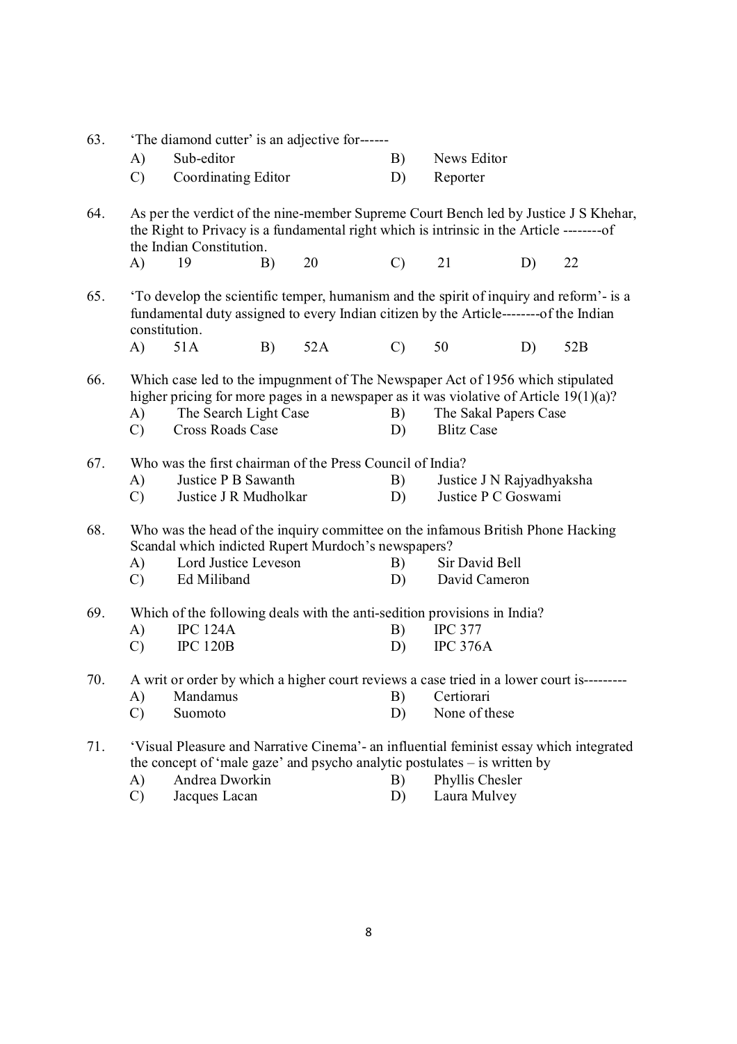63. 'The diamond cutter' is an adjective for------

A) Sub-editor  
B) News Editor  
C) Coordinating Editor  
D) Reporter

64. As per the verdict of the nine-member Supreme Court Bench led by Justice J S Khehar, the Right to Privacy is a fundamental right which is intrinsic in the Article --------of the Indian Constitution.

A) 19  
B) 20  
C) 21  
D) 22

65. 'To develop the scientific temper, humanism and the spirit of inquiry and reform'- is a fundamental duty assigned to every Indian citizen by the Article--------of the Indian constitution.

A) 51A  
B) 52A  
C) 50  
D) 52B

66. Which case led to the impugnment of The Newspaper Act of 1956 which stipulated higher pricing for more pages in a newspaper as it was violative of Article 19(1)(a)?

A) The Search Light Case  
B) The Sakal Papers Case  
C) Cross Roads Case  
D) Blitz Case

67. Who was the first chairman of the Press Council of India?

A) Justice P B Sawanth  
B) Justice J N Rajyadhyaksha  
C) Justice J R Mudholkar  
D) Justice P C Goswami

68. Who was the head of the inquiry committee on the infamous British Phone Hacking Scandal which indicted Rupert Murdoch's newspapers?

A) Lord Justice Leveson  
B) Sir David Bell  
C) Ed Miliband  
D) David Cameron

69. Which of the following deals with the anti-sedition provisions in India?

A) IPC 124A  
B) IPC 377  
C) IPC 120B  
D) IPC 376A

70. A writ or order by which a higher court reviews a case tried in a lower court is---------

A) Mandamus  
B) Certiorari  
C) Suomoto  
D) None of these

71. 'Visual Pleasure and Narrative Cinema'- an influential feminist essay which integrated the concept of 'male gaze' and psycho analytic postulates – is written by

A) Andrea Dworkin  
B) Phyllis Chesler  
C) Jacques Lacan  
D) Laura Mulvey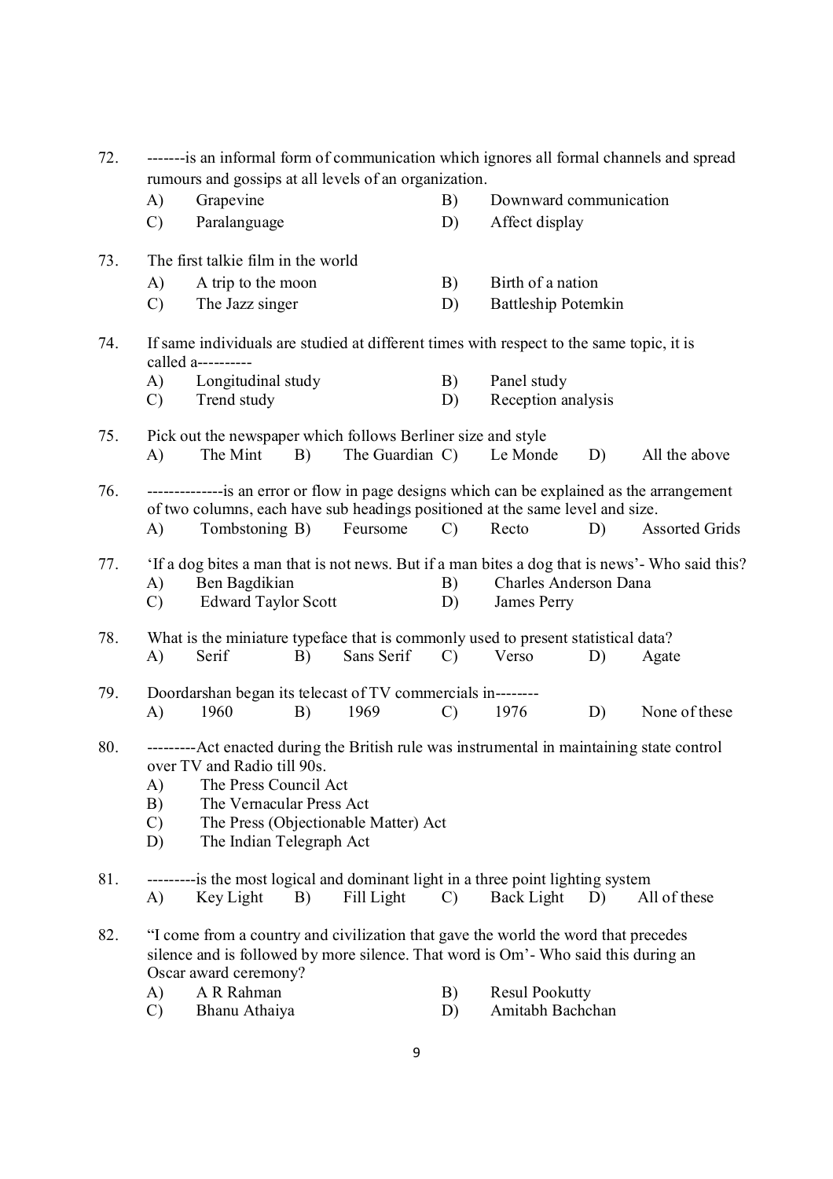72. -------is an informal form of communication which ignores all formal channels and spread rumours and gossips at all levels of an organization.

A) Grapevine
B) Downward communication
C) Paralanguage
D) Affect display

73. The first talkie film in the world

A) A trip to the moon
B) Birth of a nation
C) The Jazz singer
D) Battleship Potemkin

74. If same individuals are studied at different times with respect to the same topic, it is called a----------

A) Longitudinal study
B) Panel study
C) Trend study
D) Reception analysis

75. Pick out the newspaper which follows Berliner size and style

A) The Mint
B) The Guardian
C) Le Monde
D) All the above

76. --------------is an error or flow in page designs which can be explained as the arrangement of two columns, each have sub headings positioned at the same level and size.

A) Tombstoning
B) Feursome
C) Recto
D) Assorted Grids

77. 'If a dog bites a man that is not news. But if a man bites a dog that is news'- Who said this?

A) Ben Bagdikian
B) Charles Anderson Dana
C) Edward Taylor Scott
D) James Perry

78. What is the miniature typeface that is commonly used to present statistical data?

A) Serif
B) Sans Serif
C) Verso
D) Agate

79. Doordarshan began its telecast of TV commercials in--------

A) 1960
B) 1969
C) 1976
D) None of these

80. ---------Act enacted during the British rule was instrumental in maintaining state control over TV and Radio till 90s.

A) The Press Council Act
B) The Vernacular Press Act
C) The Press (Objectionable Matter) Act
D) The Indian Telegraph Act

81. ---------is the most logical and dominant light in a three point lighting system

A) Key Light
B) Fill Light
C) Back Light
D) All of these

82. "I come from a country and civilization that gave the world the word that precedes silence and is followed by more silence. That word is Om'- Who said this during an Oscar award ceremony?

A) A R Rahman
B) Resul Pookutty
C) Bhanu Athaiya
D) Amitabh Bachchan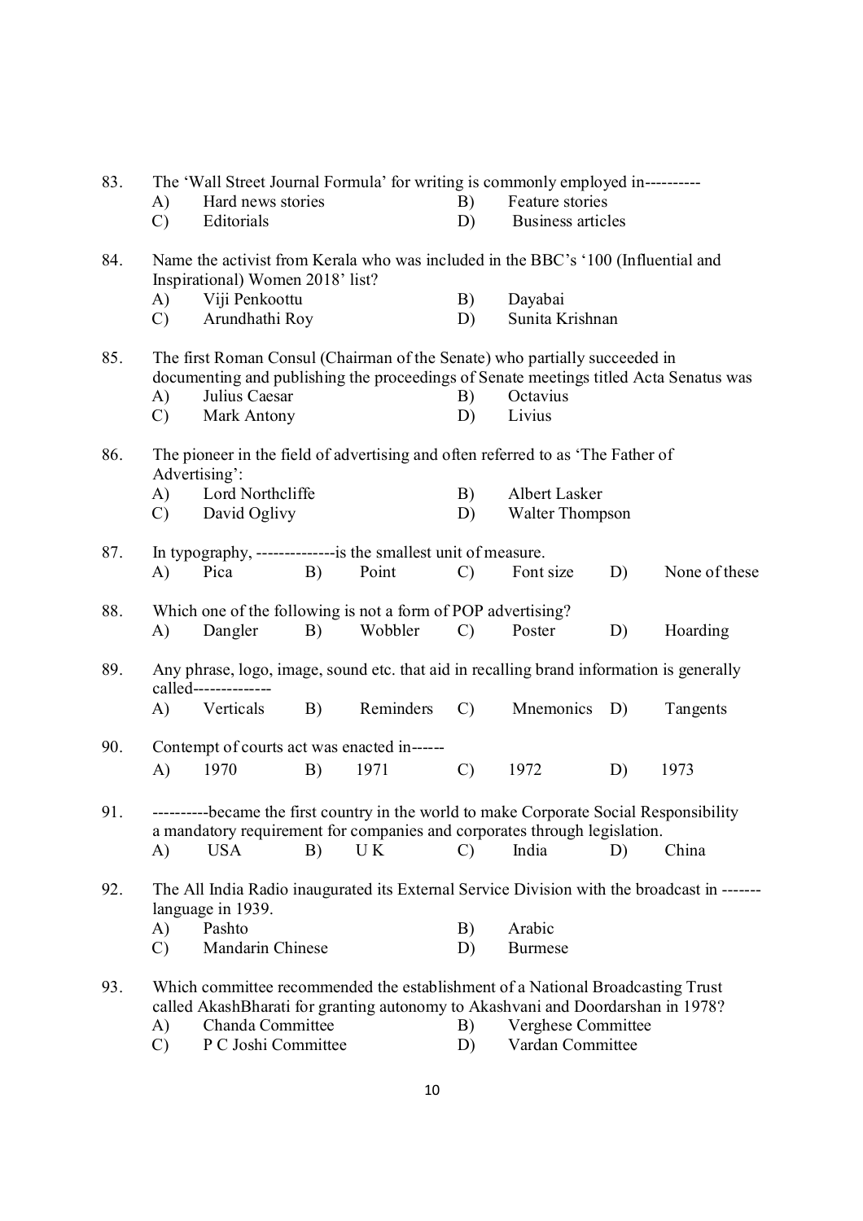83. The 'Wall Street Journal Formula' for writing is commonly employed in----------

A) Hard news stories  
B) Feature stories  
C) Editorials  
D) Business articles

84. Name the activist from Kerala who was included in the BBC's '100 (Influential and Inspirational) Women 2018' list?

A) Viji Penkoottu  
B) Dayabai  
C) Arundhathi Roy  
D) Sunita Krishnan

85. The first Roman Consul (Chairman of the Senate) who partially succeeded in documenting and publishing the proceedings of Senate meetings titled Acta Senatus was

A) Julius Caesar  
B) Octavius  
C) Mark Antony  
D) Livius

86. The pioneer in the field of advertising and often referred to as 'The Father of Advertising':

A) Lord Northcliffe  
B) Albert Lasker  
C) David Oglivy  
D) Walter Thompson

87. In typography, --------------is the smallest unit of measure.

A) Pica  
B) Point  
C) Font size  
D) None of these

88. Which one of the following is not a form of POP advertising?

A) Dangler  
B) Wobbler  
C) Poster  
D) Hoarding

89. Any phrase, logo, image, sound etc. that aid in recalling brand information is generally called--------------

A) Verticals  
B) Reminders  
C) Mnemonics  
D) Tangents

90. Contempt of courts act was enacted in------

A) 1970  
B) 1971  
C) 1972  
D) 1973

91. ----------became the first country in the world to make Corporate Social Responsibility a mandatory requirement for companies and corporates through legislation.

A) USA  
B) U K  
C) India  
D) China

92. The All India Radio inaugurated its External Service Division with the broadcast in ------- language in 1939.

A) Pashto  
B) Arabic  
C) Mandarin Chinese  
D) Burmese

93. Which committee recommended the establishment of a National Broadcasting Trust called AkashBharati for granting autonomy to Akashvani and Doordarshan in 1978?

A) Chanda Committee  
B) Verghese Committee  
C) P C Joshi Committee  
D) Vardan Committee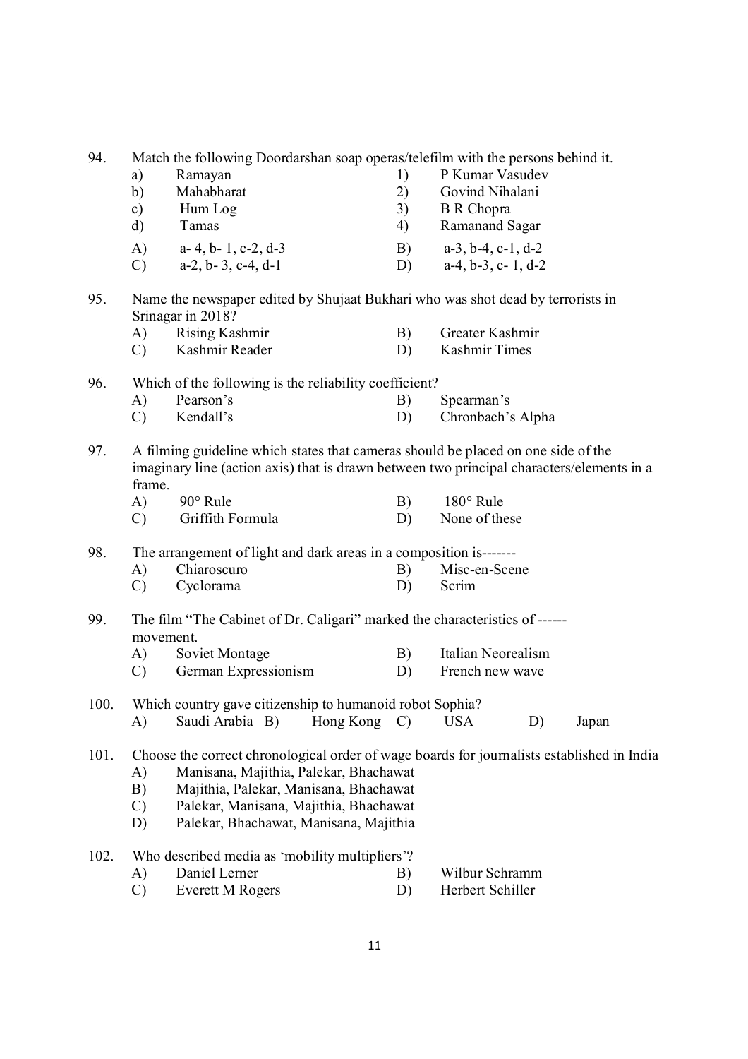94. Match the following Doordarshan soap operas/telefilm with the persons behind it.

| | | | |
|---|---|---|---|
| a) | Ramayan | 1) | P Kumar Vasudev |
| b) | Mahabharat | 2) | Govind Nihalani |
| c) | Hum Log | 3) | B R Chopra |
| d) | Tamas | 4) | Ramanand Sagar |

A) a- 4, b- 1, c-2, d-3 B) a-3, b-4, c-1, d-2
C) a-2, b- 3, c-4, d-1 D) a-4, b-3, c- 1, d-2

95. Name the newspaper edited by Shujaat Bukhari who was shot dead by terrorists in Srinagar in 2018?

A) Rising Kashmir B) Greater Kashmir
C) Kashmir Reader D) Kashmir Times

96. Which of the following is the reliability coefficient?

A) Pearson's B) Spearman's
C) Kendall's D) Chronbach's Alpha

97. A filming guideline which states that cameras should be placed on one side of the imaginary line (action axis) that is drawn between two principal characters/elements in a frame.

A) 90° Rule B) 180° Rule
C) Griffith Formula D) None of these

98. The arrangement of light and dark areas in a composition is-------

A) Chiaroscuro B) Misc-en-Scene
C) Cyclorama D) Scrim

99. The film "The Cabinet of Dr. Caligari" marked the characteristics of ------ movement.

A) Soviet Montage B) Italian Neorealism
C) German Expressionism D) French new wave

100. Which country gave citizenship to humanoid robot Sophia?

A) Saudi Arabia B) Hong Kong C) USA D) Japan

101. Choose the correct chronological order of wage boards for journalists established in India

A) Manisana, Majithia, Palekar, Bhachawat
B) Majithia, Palekar, Manisana, Bhachawat
C) Palekar, Manisana, Majithia, Bhachawat
D) Palekar, Bhachawat, Manisana, Majithia

102. Who described media as 'mobility multipliers'?

A) Daniel Lerner B) Wilbur Schramm
C) Everett M Rogers D) Herbert Schiller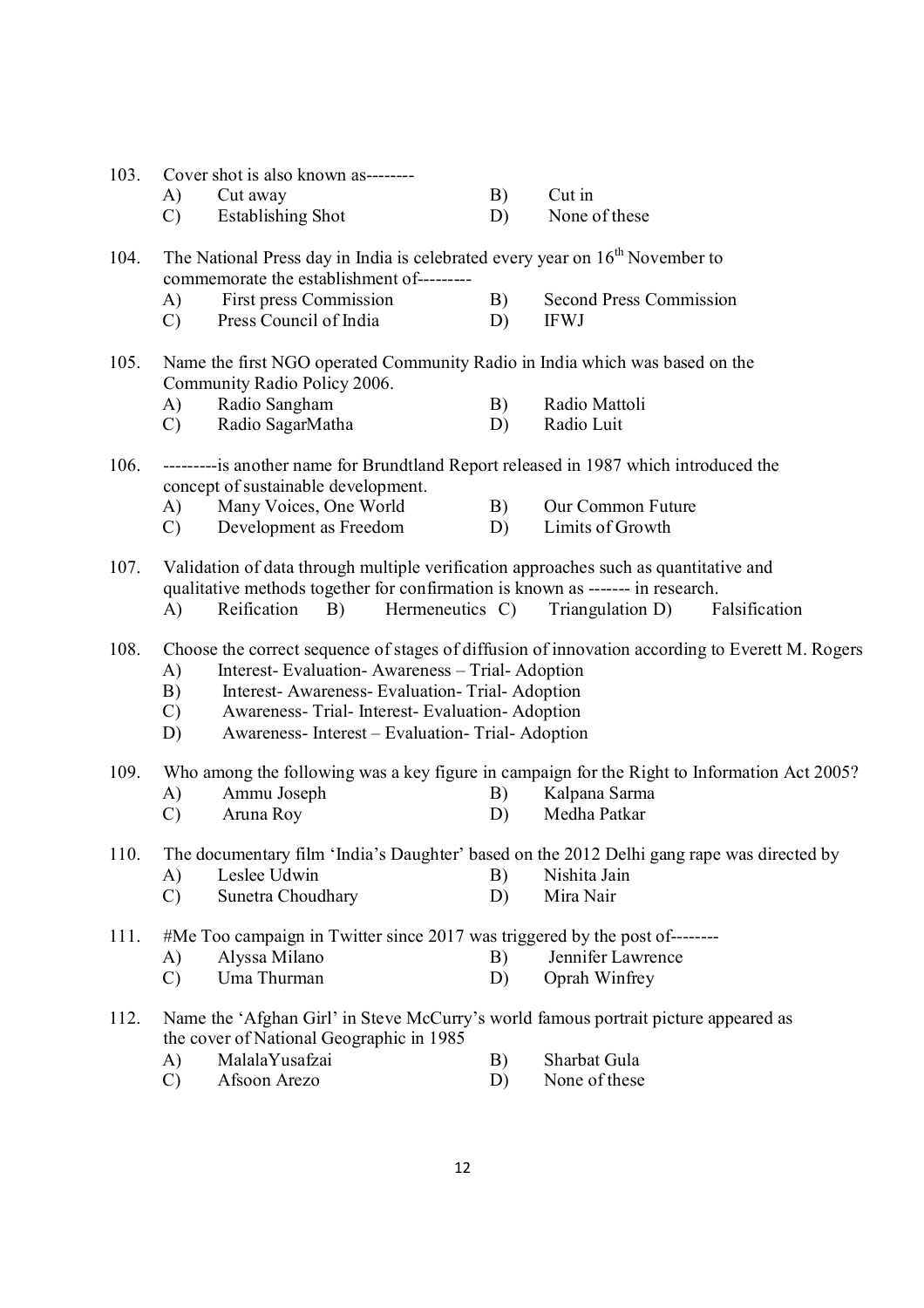103. Cover shot is also known as--------

A) Cut away  
B) Cut in  
C) Establishing Shot  
D) None of these

104. The National Press day in India is celebrated every year on 16th November to commemorate the establishment of---------

A) First press Commission  
B) Second Press Commission  
C) Press Council of India  
D) IFWJ

105. Name the first NGO operated Community Radio in India which was based on the Community Radio Policy 2006.

A) Radio Sangham  
B) Radio Mattoli  
C) Radio SagarMatha  
D) Radio Luit

106. ---------is another name for Brundtland Report released in 1987 which introduced the concept of sustainable development.

A) Many Voices, One World  
B) Our Common Future  
C) Development as Freedom  
D) Limits of Growth

107. Validation of data through multiple verification approaches such as quantitative and qualitative methods together for confirmation is known as ------- in research.

A) Reification  
B) Hermeneutics  
C) Triangulation  
D) Falsification

108. Choose the correct sequence of stages of diffusion of innovation according to Everett M. Rogers

A) Interest- Evaluation- Awareness – Trial- Adoption  
B) Interest- Awareness- Evaluation- Trial- Adoption  
C) Awareness- Trial- Interest- Evaluation- Adoption  
D) Awareness- Interest – Evaluation- Trial- Adoption

109. Who among the following was a key figure in campaign for the Right to Information Act 2005?

A) Ammu Joseph  
B) Kalpana Sarma  
C) Aruna Roy  
D) Medha Patkar

110. The documentary film 'India's Daughter' based on the 2012 Delhi gang rape was directed by

A) Leslee Udwin  
B) Nishita Jain  
C) Sunetra Choudhary  
D) Mira Nair

111. #Me Too campaign in Twitter since 2017 was triggered by the post of--------

A) Alyssa Milano  
B) Jennifer Lawrence  
C) Uma Thurman  
D) Oprah Winfrey

112. Name the 'Afghan Girl' in Steve McCurry's world famous portrait picture appeared as the cover of National Geographic in 1985

A) MalalaYusafzai  
B) Sharbat Gula  
C) Afsoon Arezo  
D) None of these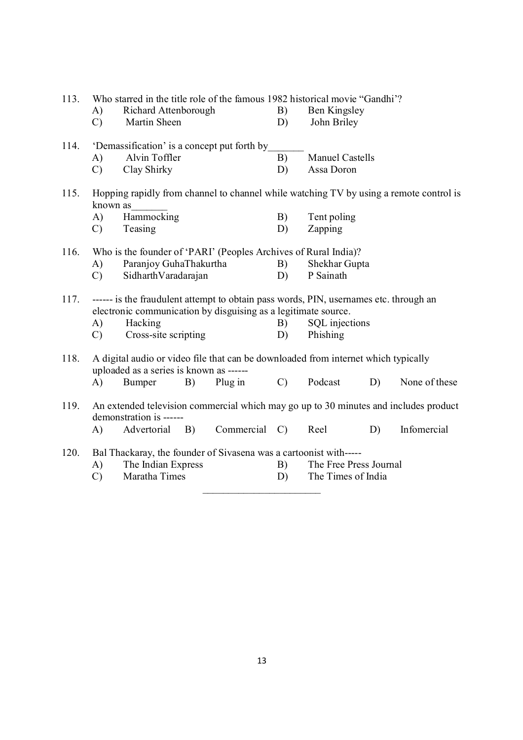113. Who starred in the title role of the famous 1982 historical movie “Gandhi’?

A) Richard Attenborough
B) Ben Kingsley
C) Martin Sheen
D) John Briley

114. ‘Demassification’ is a concept put forth by_______

A) Alvin Toffler
B) Manuel Castells
C) Clay Shirky
D) Assa Doron

115. Hopping rapidly from channel to channel while watching TV by using a remote control is known as_______

A) Hammocking
B) Tent poling
C) Teasing
D) Zapping

116. Who is the founder of ‘PARI’ (Peoples Archives of Rural India)?

A) Paranjoy GuhaThakurtha
B) Shekhar Gupta
C) SidharthVaradarajan
D) P Sainath

117. ------ is the fraudulent attempt to obtain pass words, PIN, usernames etc. through an electronic communication by disguising as a legitimate source.

A) Hacking
B) SQL injections
C) Cross-site scripting
D) Phishing

118. A digital audio or video file that can be downloaded from internet which typically uploaded as a series is known as ------

A) Bumper
B) Plug in
C) Podcast
D) None of these

119. An extended television commercial which may go up to 30 minutes and includes product demonstration is ------

A) Advertorial
B) Commercial
C) Reel
D) Infomercial

120. Bal Thackaray, the founder of Sivasena was a cartoonist with-----

A) The Indian Express
B) The Free Press Journal
C) Maratha Times
D) The Times of India